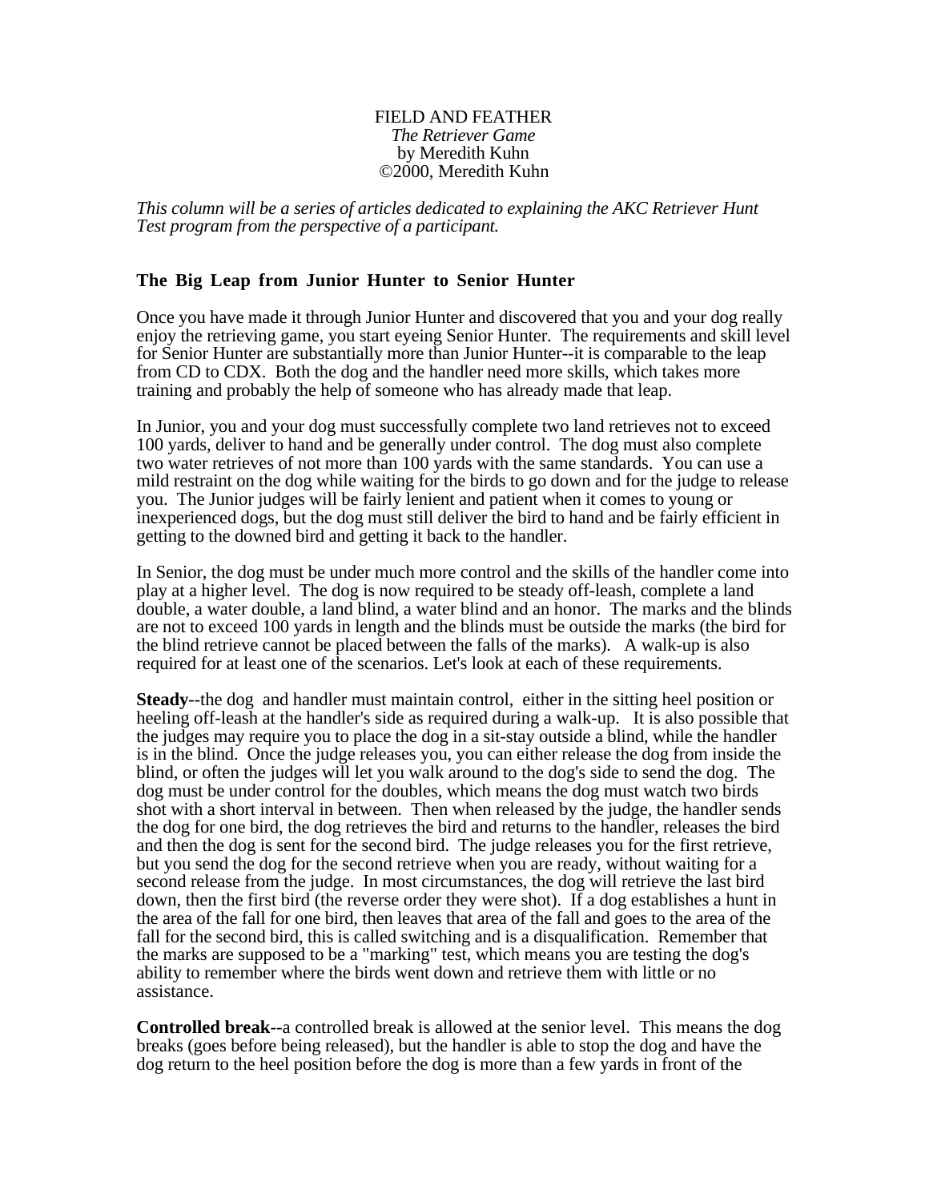FIELD AND FEATHER
*The Retriever Game*
by Meredith Kuhn
©2000, Meredith Kuhn

*This column will be a series of articles dedicated to explaining the AKC Retriever Hunt Test program from the perspective of a participant.*

### The Big Leap from Junior Hunter to Senior Hunter

Once you have made it through Junior Hunter and discovered that you and your dog really enjoy the retrieving game, you start eyeing Senior Hunter. The requirements and skill level for Senior Hunter are substantially more than Junior Hunter--it is comparable to the leap from CD to CDX. Both the dog and the handler need more skills, which takes more training and probably the help of someone who has already made that leap.

In Junior, you and your dog must successfully complete two land retrieves not to exceed 100 yards, deliver to hand and be generally under control. The dog must also complete two water retrieves of not more than 100 yards with the same standards. You can use a mild restraint on the dog while waiting for the birds to go down and for the judge to release you. The Junior judges will be fairly lenient and patient when it comes to young or inexperienced dogs, but the dog must still deliver the bird to hand and be fairly efficient in getting to the downed bird and getting it back to the handler.

In Senior, the dog must be under much more control and the skills of the handler come into play at a higher level. The dog is now required to be steady off-leash, complete a land double, a water double, a land blind, a water blind and an honor. The marks and the blinds are not to exceed 100 yards in length and the blinds must be outside the marks (the bird for the blind retrieve cannot be placed between the falls of the marks). A walk-up is also required for at least one of the scenarios. Let's look at each of these requirements.

**Steady**--the dog and handler must maintain control, either in the sitting heel position or heeling off-leash at the handler's side as required during a walk-up. It is also possible that the judges may require you to place the dog in a sit-stay outside a blind, while the handler is in the blind. Once the judge releases you, you can either release the dog from inside the blind, or often the judges will let you walk around to the dog's side to send the dog. The dog must be under control for the doubles, which means the dog must watch two birds shot with a short interval in between. Then when released by the judge, the handler sends the dog for one bird, the dog retrieves the bird and returns to the handler, releases the bird and then the dog is sent for the second bird. The judge releases you for the first retrieve, but you send the dog for the second retrieve when you are ready, without waiting for a second release from the judge. In most circumstances, the dog will retrieve the last bird down, then the first bird (the reverse order they were shot). If a dog establishes a hunt in the area of the fall for one bird, then leaves that area of the fall and goes to the area of the fall for the second bird, this is called switching and is a disqualification. Remember that the marks are supposed to be a "marking" test, which means you are testing the dog's ability to remember where the birds went down and retrieve them with little or no assistance.

**Controlled break**--a controlled break is allowed at the senior level. This means the dog breaks (goes before being released), but the handler is able to stop the dog and have the dog return to the heel position before the dog is more than a few yards in front of the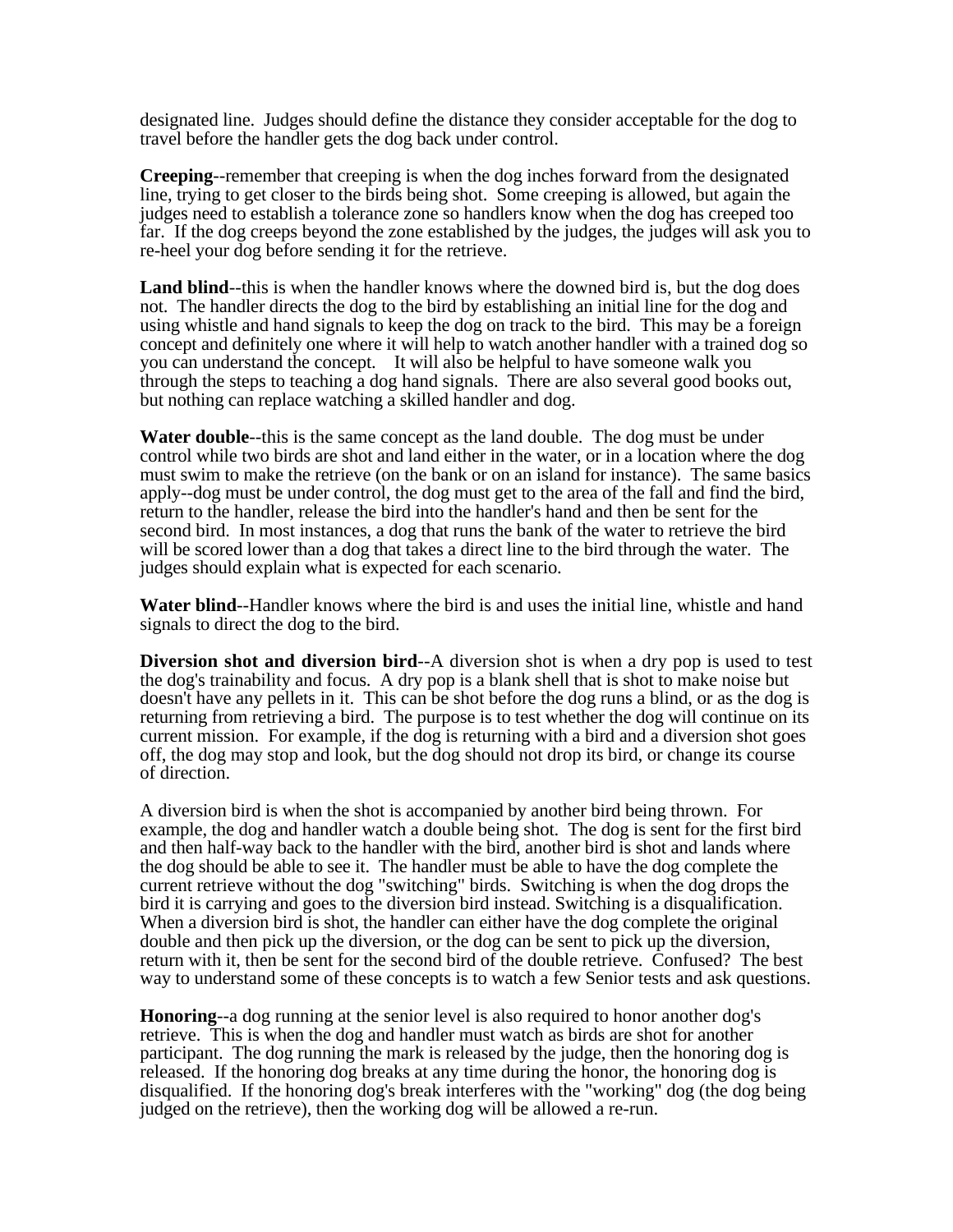designated line. Judges should define the distance they consider acceptable for the dog to travel before the handler gets the dog back under control.

**Creeping**--remember that creeping is when the dog inches forward from the designated line, trying to get closer to the birds being shot. Some creeping is allowed, but again the judges need to establish a tolerance zone so handlers know when the dog has creeped too far. If the dog creeps beyond the zone established by the judges, the judges will ask you to re-heel your dog before sending it for the retrieve.

**Land blind**--this is when the handler knows where the downed bird is, but the dog does not. The handler directs the dog to the bird by establishing an initial line for the dog and using whistle and hand signals to keep the dog on track to the bird. This may be a foreign concept and definitely one where it will help to watch another handler with a trained dog so you can understand the concept. It will also be helpful to have someone walk you through the steps to teaching a dog hand signals. There are also several good books out, but nothing can replace watching a skilled handler and dog.

**Water double**--this is the same concept as the land double. The dog must be under control while two birds are shot and land either in the water, or in a location where the dog must swim to make the retrieve (on the bank or on an island for instance). The same basics apply--dog must be under control, the dog must get to the area of the fall and find the bird, return to the handler, release the bird into the handler's hand and then be sent for the second bird. In most instances, a dog that runs the bank of the water to retrieve the bird will be scored lower than a dog that takes a direct line to the bird through the water. The judges should explain what is expected for each scenario.

**Water blind**--Handler knows where the bird is and uses the initial line, whistle and hand signals to direct the dog to the bird.

**Diversion shot and diversion bird**--A diversion shot is when a dry pop is used to test the dog's trainability and focus. A dry pop is a blank shell that is shot to make noise but doesn't have any pellets in it. This can be shot before the dog runs a blind, or as the dog is returning from retrieving a bird. The purpose is to test whether the dog will continue on its current mission. For example, if the dog is returning with a bird and a diversion shot goes off, the dog may stop and look, but the dog should not drop its bird, or change its course of direction.

A diversion bird is when the shot is accompanied by another bird being thrown. For example, the dog and handler watch a double being shot. The dog is sent for the first bird and then half-way back to the handler with the bird, another bird is shot and lands where the dog should be able to see it. The handler must be able to have the dog complete the current retrieve without the dog "switching" birds. Switching is when the dog drops the bird it is carrying and goes to the diversion bird instead. Switching is a disqualification. When a diversion bird is shot, the handler can either have the dog complete the original double and then pick up the diversion, or the dog can be sent to pick up the diversion, return with it, then be sent for the second bird of the double retrieve. Confused? The best way to understand some of these concepts is to watch a few Senior tests and ask questions.

**Honoring**--a dog running at the senior level is also required to honor another dog's retrieve. This is when the dog and handler must watch as birds are shot for another participant. The dog running the mark is released by the judge, then the honoring dog is released. If the honoring dog breaks at any time during the honor, the honoring dog is disqualified. If the honoring dog's break interferes with the "working" dog (the dog being judged on the retrieve), then the working dog will be allowed a re-run.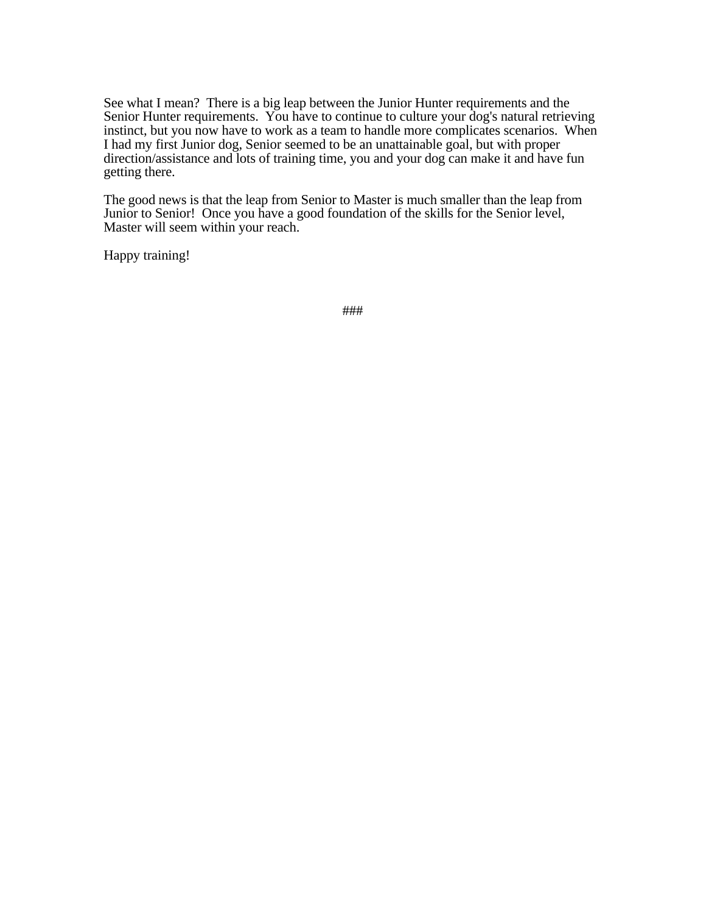See what I mean? There is a big leap between the Junior Hunter requirements and the Senior Hunter requirements. You have to continue to culture your dog's natural retrieving instinct, but you now have to work as a team to handle more complicates scenarios. When I had my first Junior dog, Senior seemed to be an unattainable goal, but with proper direction/assistance and lots of training time, you and your dog can make it and have fun getting there.

The good news is that the leap from Senior to Master is much smaller than the leap from Junior to Senior! Once you have a good foundation of the skills for the Senior level, Master will seem within your reach.

Happy training!

###